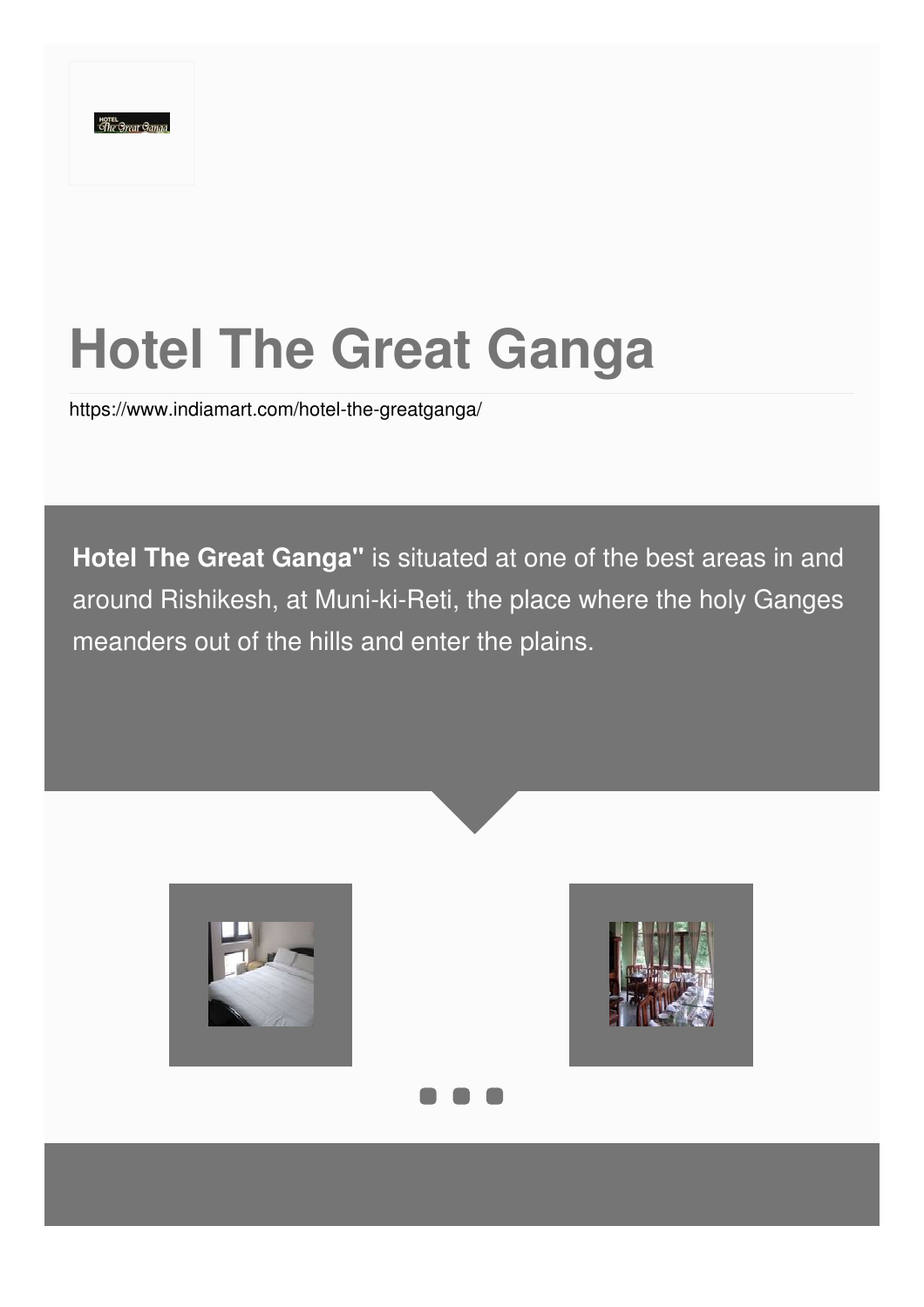# Hotel The Great Ganga

https://www.indiamart.com/hotel-the-greatganga/

**Hotel The Great Ganga"** is situated at one of the best areas in and around Rishikesh, at Muni-ki-Reti, the place where the holy Ganges meanders out of the hills and enter the plains.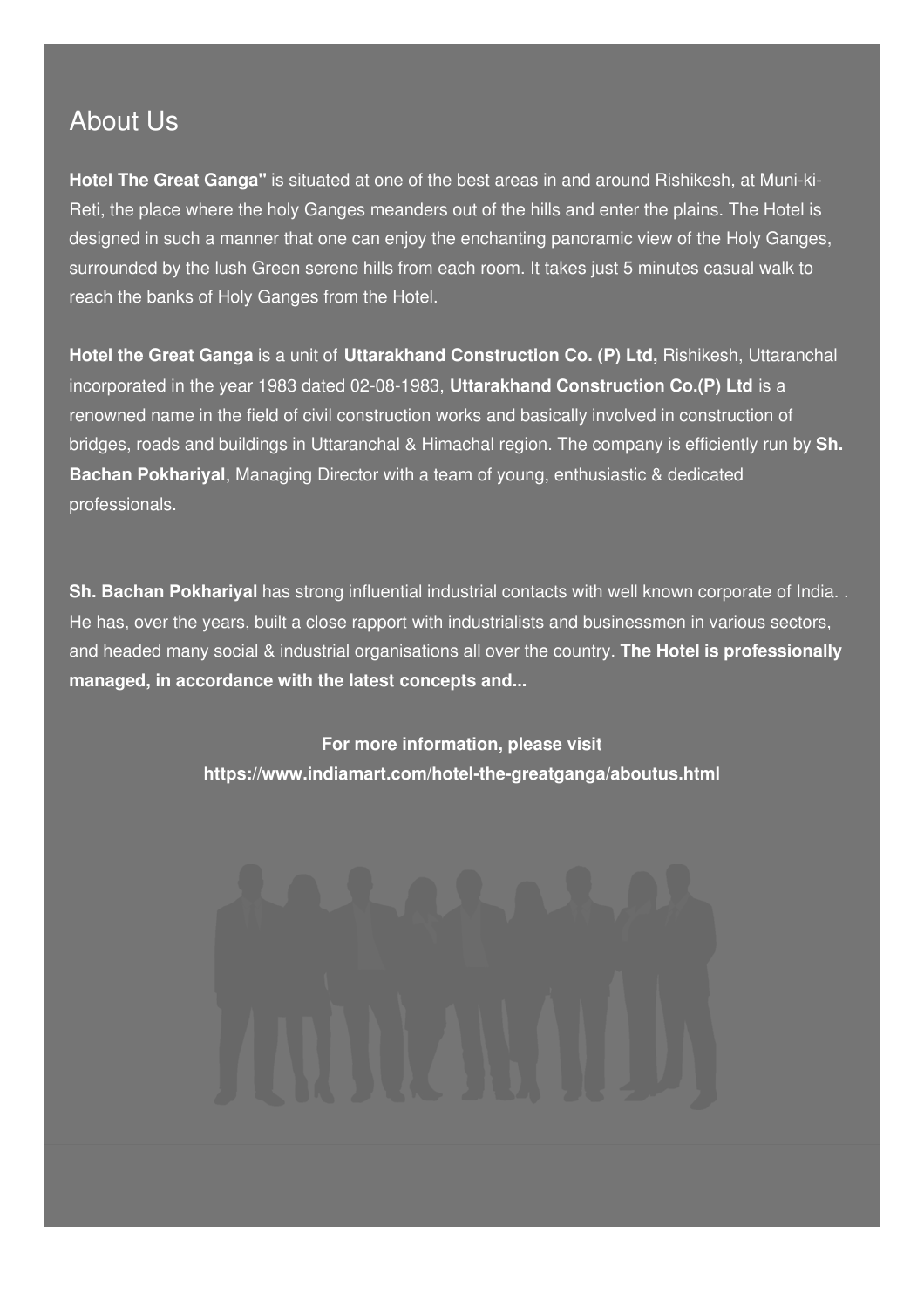## About Us

**Hotel The Great Ganga"** is situated at one of the best areas in and around Rishikesh, at Muni-ki-Reti, the place where the holy Ganges meanders out of the hills and enter the plains. The Hotel is designed in such a manner that one can enjoy the enchanting panoramic view of the Holy Ganges, surrounded by the lush Green serene hills from each room. It takes just 5 minutes casual walk to reach the banks of Holy Ganges from the Hotel.

**Hotel the Great Ganga** is a unit of **Uttarakhand Construction Co. (P) Ltd,** Rishikesh, Uttaranchal incorporated in the year 1983 dated 02-08-1983, **Uttarakhand Construction Co.(P) Ltd** is a renowned name in the field of civil construction works and basically involved in construction of bridges, roads and buildings in Uttaranchal & Himachal region. The company is efficiently run by **Sh. Bachan Pokhariyal**, Managing Director with a team of young, enthusiastic & dedicated professionals.

**Sh. Bachan Pokhariyal** has strong influential industrial contacts with well known corporate of India. . He has, over the years, built a close rapport with industrialists and businessmen in various sectors, and headed many social & industrial organisations all over the country. **The Hotel is professionally managed, in accordance with the latest concepts and...**

**For more information, please visit**
**https://www.indiamart.com/hotel-the-greatganga/aboutus.html**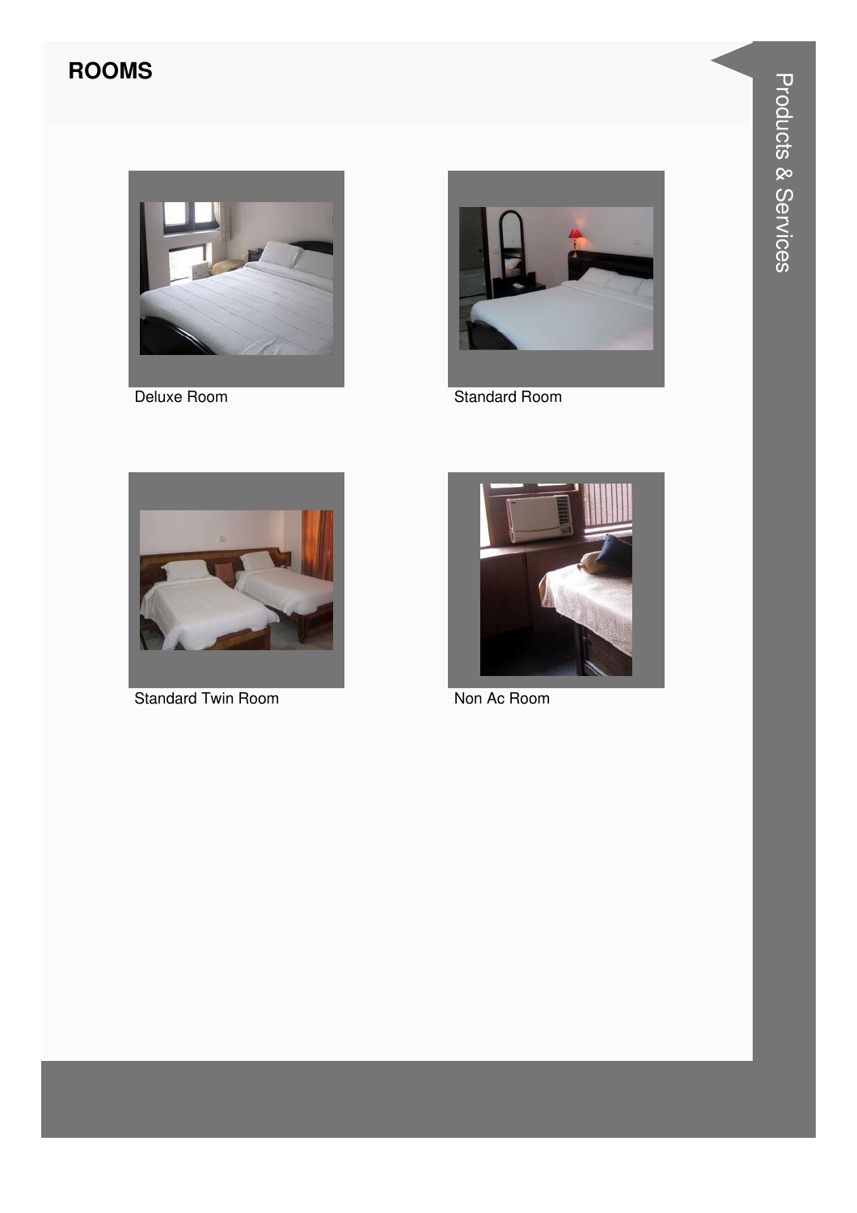## ROOMS

Deluxe Room

Standard Room

Standard Twin Room

Non Ac Room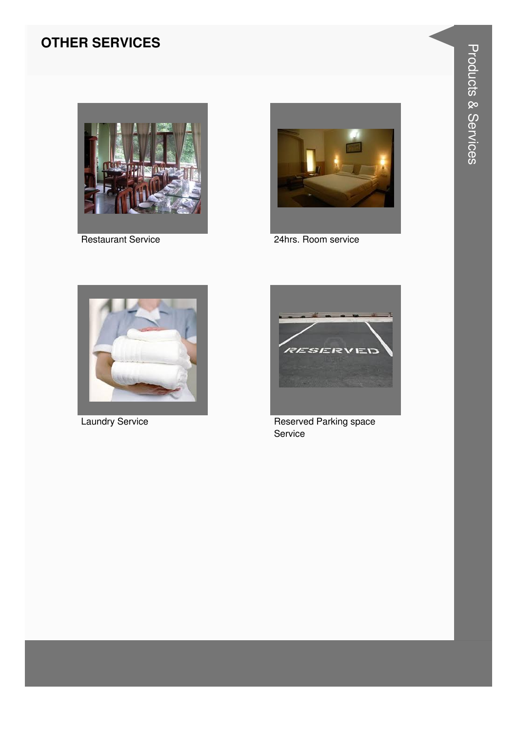## OTHER SERVICES

Restaurant Service

24hrs. Room service

Laundry Service

Reserved Parking space Service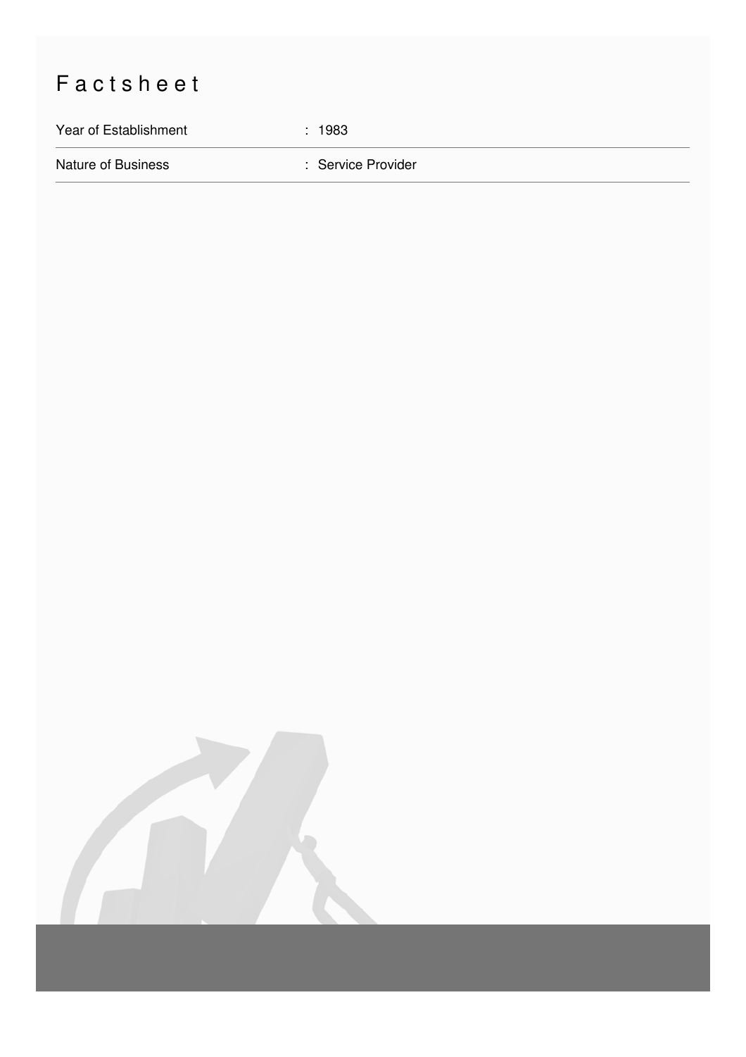# Factsheet

| | |
|---|---|
| Year of Establishment | : 1983 |
| Nature of Business | : Service Provider |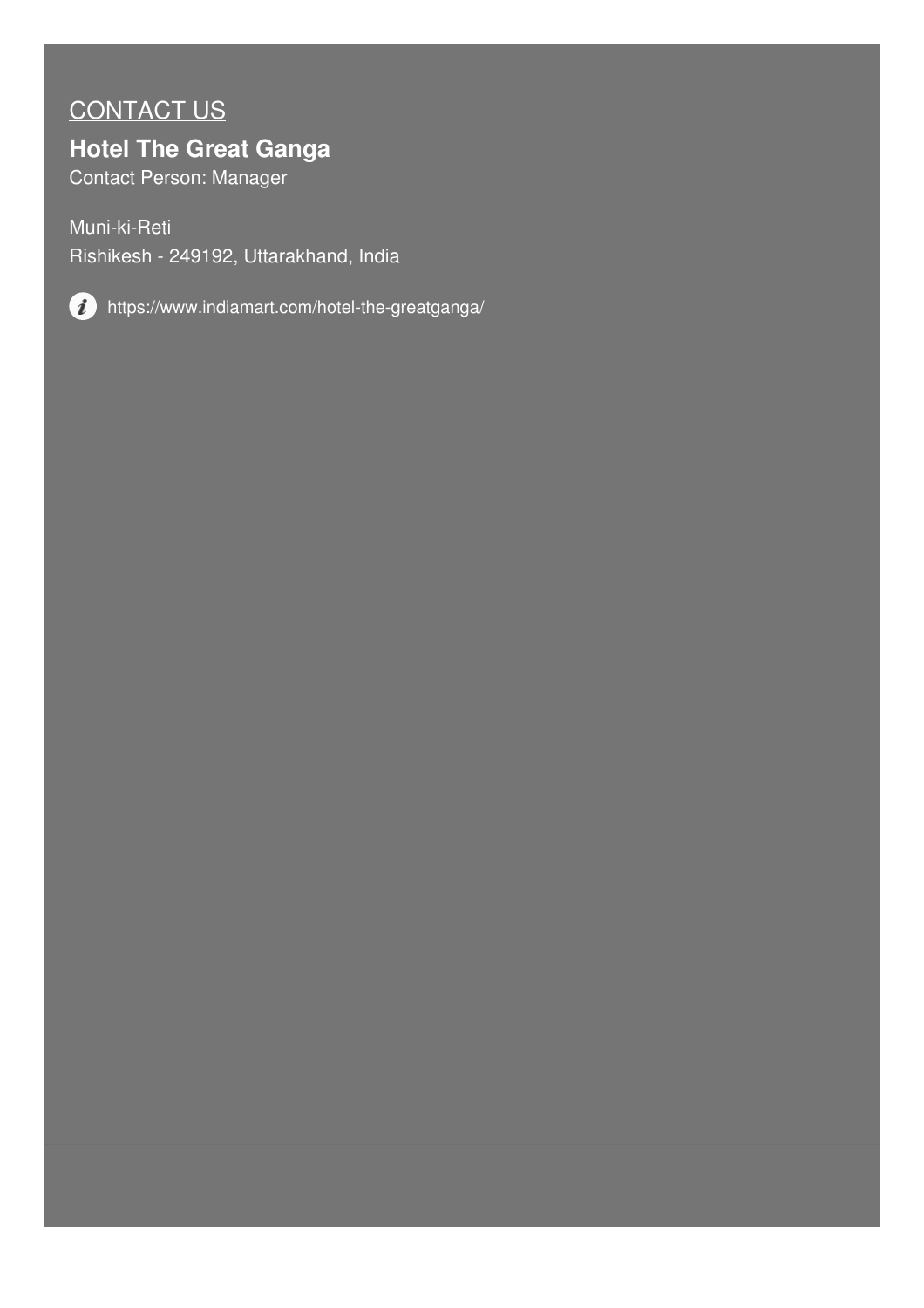## CONTACT US

### **Hotel The Great Ganga**

Contact Person: Manager

Muni-ki-Reti
Rishikesh - 249192, Uttarakhand, India

https://www.indiamart.com/hotel-the-greatganga/